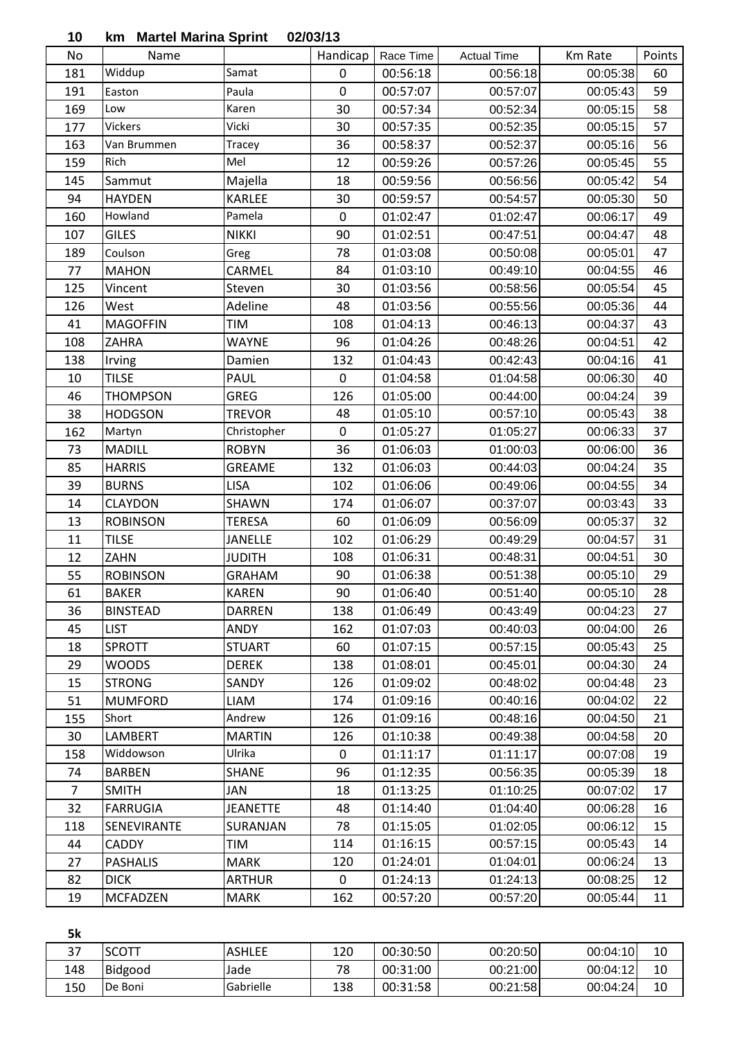# 10 km Martel Marina Sprint 02/03/13

| No | Name | | Handicap | Race Time | Actual Time | Km Rate | Points |
|---|---|---|---|---|---|---|---|
| 181 | Widdup | Samat | 0 | 00:56:18 | 00:56:18 | 00:05:38 | 60 |
| 191 | Easton | Paula | 0 | 00:57:07 | 00:57:07 | 00:05:43 | 59 |
| 169 | Low | Karen | 30 | 00:57:34 | 00:52:34 | 00:05:15 | 58 |
| 177 | Vickers | Vicki | 30 | 00:57:35 | 00:52:35 | 00:05:15 | 57 |
| 163 | Van Brummen | Tracey | 36 | 00:58:37 | 00:52:37 | 00:05:16 | 56 |
| 159 | Rich | Mel | 12 | 00:59:26 | 00:57:26 | 00:05:45 | 55 |
| 145 | Sammut | Majella | 18 | 00:59:56 | 00:56:56 | 00:05:42 | 54 |
| 94 | HAYDEN | KARLEE | 30 | 00:59:57 | 00:54:57 | 00:05:30 | 50 |
| 160 | Howland | Pamela | 0 | 01:02:47 | 01:02:47 | 00:06:17 | 49 |
| 107 | GILES | NIKKI | 90 | 01:02:51 | 00:47:51 | 00:04:47 | 48 |
| 189 | Coulson | Greg | 78 | 01:03:08 | 00:50:08 | 00:05:01 | 47 |
| 77 | MAHON | CARMEL | 84 | 01:03:10 | 00:49:10 | 00:04:55 | 46 |
| 125 | Vincent | Steven | 30 | 01:03:56 | 00:58:56 | 00:05:54 | 45 |
| 126 | West | Adeline | 48 | 01:03:56 | 00:55:56 | 00:05:36 | 44 |
| 41 | MAGOFFIN | TIM | 108 | 01:04:13 | 00:46:13 | 00:04:37 | 43 |
| 108 | ZAHRA | WAYNE | 96 | 01:04:26 | 00:48:26 | 00:04:51 | 42 |
| 138 | Irving | Damien | 132 | 01:04:43 | 00:42:43 | 00:04:16 | 41 |
| 10 | TILSE | PAUL | 0 | 01:04:58 | 01:04:58 | 00:06:30 | 40 |
| 46 | THOMPSON | GREG | 126 | 01:05:00 | 00:44:00 | 00:04:24 | 39 |
| 38 | HODGSON | TREVOR | 48 | 01:05:10 | 00:57:10 | 00:05:43 | 38 |
| 162 | Martyn | Christopher | 0 | 01:05:27 | 01:05:27 | 00:06:33 | 37 |
| 73 | MADILL | ROBYN | 36 | 01:06:03 | 01:00:03 | 00:06:00 | 36 |
| 85 | HARRIS | GREAME | 132 | 01:06:03 | 00:44:03 | 00:04:24 | 35 |
| 39 | BURNS | LISA | 102 | 01:06:06 | 00:49:06 | 00:04:55 | 34 |
| 14 | CLAYDON | SHAWN | 174 | 01:06:07 | 00:37:07 | 00:03:43 | 33 |
| 13 | ROBINSON | TERESA | 60 | 01:06:09 | 00:56:09 | 00:05:37 | 32 |
| 11 | TILSE | JANELLE | 102 | 01:06:29 | 00:49:29 | 00:04:57 | 31 |
| 12 | ZAHN | JUDITH | 108 | 01:06:31 | 00:48:31 | 00:04:51 | 30 |
| 55 | ROBINSON | GRAHAM | 90 | 01:06:38 | 00:51:38 | 00:05:10 | 29 |
| 61 | BAKER | KAREN | 90 | 01:06:40 | 00:51:40 | 00:05:10 | 28 |
| 36 | BINSTEAD | DARREN | 138 | 01:06:49 | 00:43:49 | 00:04:23 | 27 |
| 45 | LIST | ANDY | 162 | 01:07:03 | 00:40:03 | 00:04:00 | 26 |
| 18 | SPROTT | STUART | 60 | 01:07:15 | 00:57:15 | 00:05:43 | 25 |
| 29 | WOODS | DEREK | 138 | 01:08:01 | 00:45:01 | 00:04:30 | 24 |
| 15 | STRONG | SANDY | 126 | 01:09:02 | 00:48:02 | 00:04:48 | 23 |
| 51 | MUMFORD | LIAM | 174 | 01:09:16 | 00:40:16 | 00:04:02 | 22 |
| 155 | Short | Andrew | 126 | 01:09:16 | 00:48:16 | 00:04:50 | 21 |
| 30 | LAMBERT | MARTIN | 126 | 01:10:38 | 00:49:38 | 00:04:58 | 20 |
| 158 | Widdowson | Ulrika | 0 | 01:11:17 | 01:11:17 | 00:07:08 | 19 |
| 74 | BARBEN | SHANE | 96 | 01:12:35 | 00:56:35 | 00:05:39 | 18 |
| 7 | SMITH | JAN | 18 | 01:13:25 | 01:10:25 | 00:07:02 | 17 |
| 32 | FARRUGIA | JEANETTE | 48 | 01:14:40 | 01:04:40 | 00:06:28 | 16 |
| 118 | SENEVIRANTE | SURANJAN | 78 | 01:15:05 | 01:02:05 | 00:06:12 | 15 |
| 44 | CADDY | TIM | 114 | 01:16:15 | 00:57:15 | 00:05:43 | 14 |
| 27 | PASHALIS | MARK | 120 | 01:24:01 | 01:04:01 | 00:06:24 | 13 |
| 82 | DICK | ARTHUR | 0 | 01:24:13 | 01:24:13 | 00:08:25 | 12 |
| 19 | MCFADZEN | MARK | 162 | 00:57:20 | 00:57:20 | 00:05:44 | 11 |

**5k**

| No | Name | | Handicap | Race Time | Actual Time | Km Rate | Points |
|---|---|---|---|---|---|---|---|
| 37 | SCOTT | ASHLEE | 120 | 00:30:50 | 00:20:50 | 00:04:10 | 10 |
| 148 | Bidgood | Jade | 78 | 00:31:00 | 00:21:00 | 00:04:12 | 10 |
| 150 | De Boni | Gabrielle | 138 | 00:31:58 | 00:21:58 | 00:04:24 | 10 |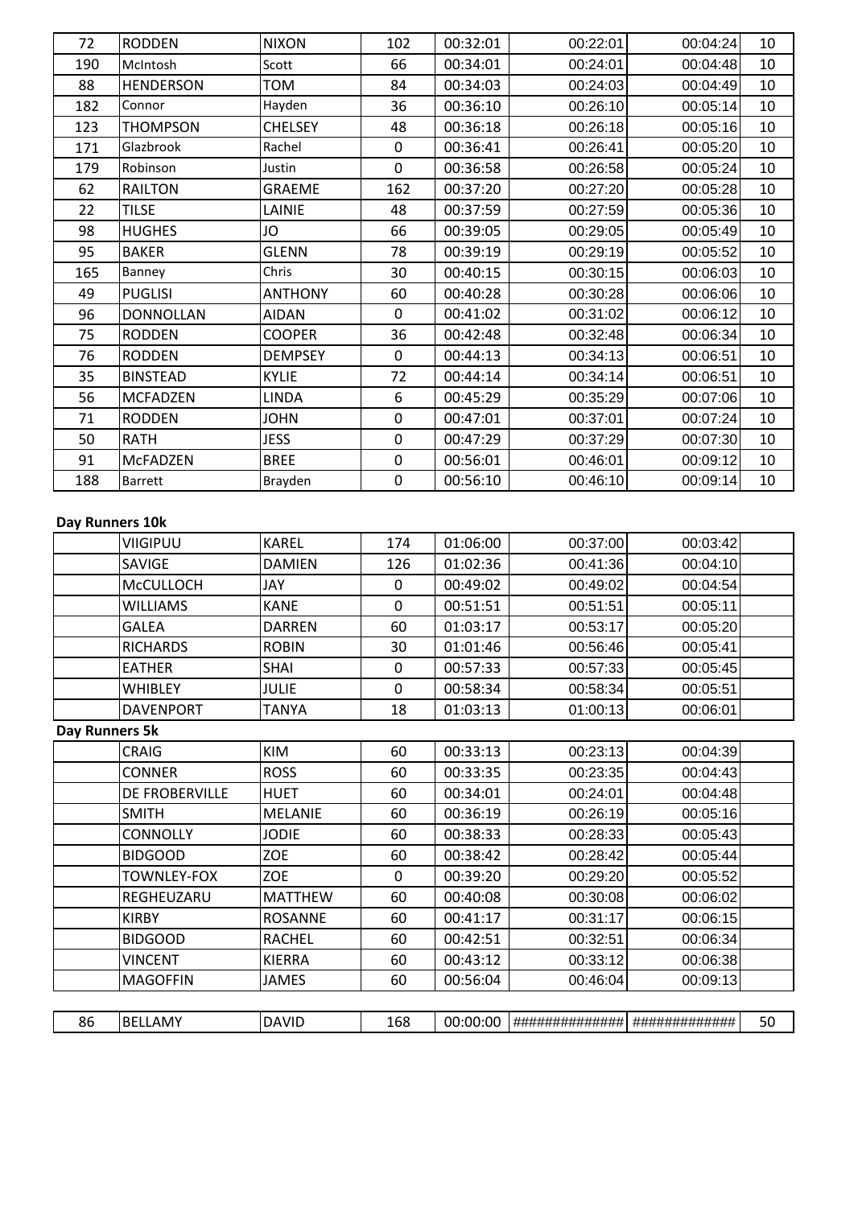| | | | | | | | |
|---|---|---|---|---|---|---|---|
| 72 | RODDEN | NIXON | 102 | 00:32:01 | 00:22:01 | 00:04:24 | 10 |
| 190 | McIntosh | Scott | 66 | 00:34:01 | 00:24:01 | 00:04:48 | 10 |
| 88 | HENDERSON | TOM | 84 | 00:34:03 | 00:24:03 | 00:04:49 | 10 |
| 182 | Connor | Hayden | 36 | 00:36:10 | 00:26:10 | 00:05:14 | 10 |
| 123 | THOMPSON | CHELSEY | 48 | 00:36:18 | 00:26:18 | 00:05:16 | 10 |
| 171 | Glazbrook | Rachel | 0 | 00:36:41 | 00:26:41 | 00:05:20 | 10 |
| 179 | Robinson | Justin | 0 | 00:36:58 | 00:26:58 | 00:05:24 | 10 |
| 62 | RAILTON | GRAEME | 162 | 00:37:20 | 00:27:20 | 00:05:28 | 10 |
| 22 | TILSE | LAINIE | 48 | 00:37:59 | 00:27:59 | 00:05:36 | 10 |
| 98 | HUGHES | JO | 66 | 00:39:05 | 00:29:05 | 00:05:49 | 10 |
| 95 | BAKER | GLENN | 78 | 00:39:19 | 00:29:19 | 00:05:52 | 10 |
| 165 | Banney | Chris | 30 | 00:40:15 | 00:30:15 | 00:06:03 | 10 |
| 49 | PUGLISI | ANTHONY | 60 | 00:40:28 | 00:30:28 | 00:06:06 | 10 |
| 96 | DONNOLLAN | AIDAN | 0 | 00:41:02 | 00:31:02 | 00:06:12 | 10 |
| 75 | RODDEN | COOPER | 36 | 00:42:48 | 00:32:48 | 00:06:34 | 10 |
| 76 | RODDEN | DEMPSEY | 0 | 00:44:13 | 00:34:13 | 00:06:51 | 10 |
| 35 | BINSTEAD | KYLIE | 72 | 00:44:14 | 00:34:14 | 00:06:51 | 10 |
| 56 | MCFADZEN | LINDA | 6 | 00:45:29 | 00:35:29 | 00:07:06 | 10 |
| 71 | RODDEN | JOHN | 0 | 00:47:01 | 00:37:01 | 00:07:24 | 10 |
| 50 | RATH | JESS | 0 | 00:47:29 | 00:37:29 | 00:07:30 | 10 |
| 91 | McFADZEN | BREE | 0 | 00:56:01 | 00:46:01 | 00:09:12 | 10 |
| 188 | Barrett | Brayden | 0 | 00:56:10 | 00:46:10 | 00:09:14 | 10 |

**Day Runners 10k**

| | | | | | | | |
|---|---|---|---|---|---|---|---|
| | VIIGIPUU | KAREL | 174 | 01:06:00 | 00:37:00 | 00:03:42 | |
| | SAVIGE | DAMIEN | 126 | 01:02:36 | 00:41:36 | 00:04:10 | |
| | McCULLOCH | JAY | 0 | 00:49:02 | 00:49:02 | 00:04:54 | |
| | WILLIAMS | KANE | 0 | 00:51:51 | 00:51:51 | 00:05:11 | |
| | GALEA | DARREN | 60 | 01:03:17 | 00:53:17 | 00:05:20 | |
| | RICHARDS | ROBIN | 30 | 01:01:46 | 00:56:46 | 00:05:41 | |
| | EATHER | SHAI | 0 | 00:57:33 | 00:57:33 | 00:05:45 | |
| | WHIBLEY | JULIE | 0 | 00:58:34 | 00:58:34 | 00:05:51 | |
| | DAVENPORT | TANYA | 18 | 01:03:13 | 01:00:13 | 00:06:01 | |

**Day Runners 5k**

| | | | | | | | |
|---|---|---|---|---|---|---|---|
| | CRAIG | KIM | 60 | 00:33:13 | 00:23:13 | 00:04:39 | |
| | CONNER | ROSS | 60 | 00:33:35 | 00:23:35 | 00:04:43 | |
| | DE FROBERVILLE | HUET | 60 | 00:34:01 | 00:24:01 | 00:04:48 | |
| | SMITH | MELANIE | 60 | 00:36:19 | 00:26:19 | 00:05:16 | |
| | CONNOLLY | JODIE | 60 | 00:38:33 | 00:28:33 | 00:05:43 | |
| | BIDGOOD | ZOE | 60 | 00:38:42 | 00:28:42 | 00:05:44 | |
| | TOWNLEY-FOX | ZOE | 0 | 00:39:20 | 00:29:20 | 00:05:52 | |
| | REGHEUZARU | MATTHEW | 60 | 00:40:08 | 00:30:08 | 00:06:02 | |
| | KIRBY | ROSANNE | 60 | 00:41:17 | 00:31:17 | 00:06:15 | |
| | BIDGOOD | RACHEL | 60 | 00:42:51 | 00:32:51 | 00:06:34 | |
| | VINCENT | KIERRA | 60 | 00:43:12 | 00:33:12 | 00:06:38 | |
| | MAGOFFIN | JAMES | 60 | 00:56:04 | 00:46:04 | 00:09:13 | |

| | | | | | | | |
|---|---|---|---|---|---|---|---|
| 86 | BELLAMY | DAVID | 168 | 00:00:00 | ############## | ############# | 50 |